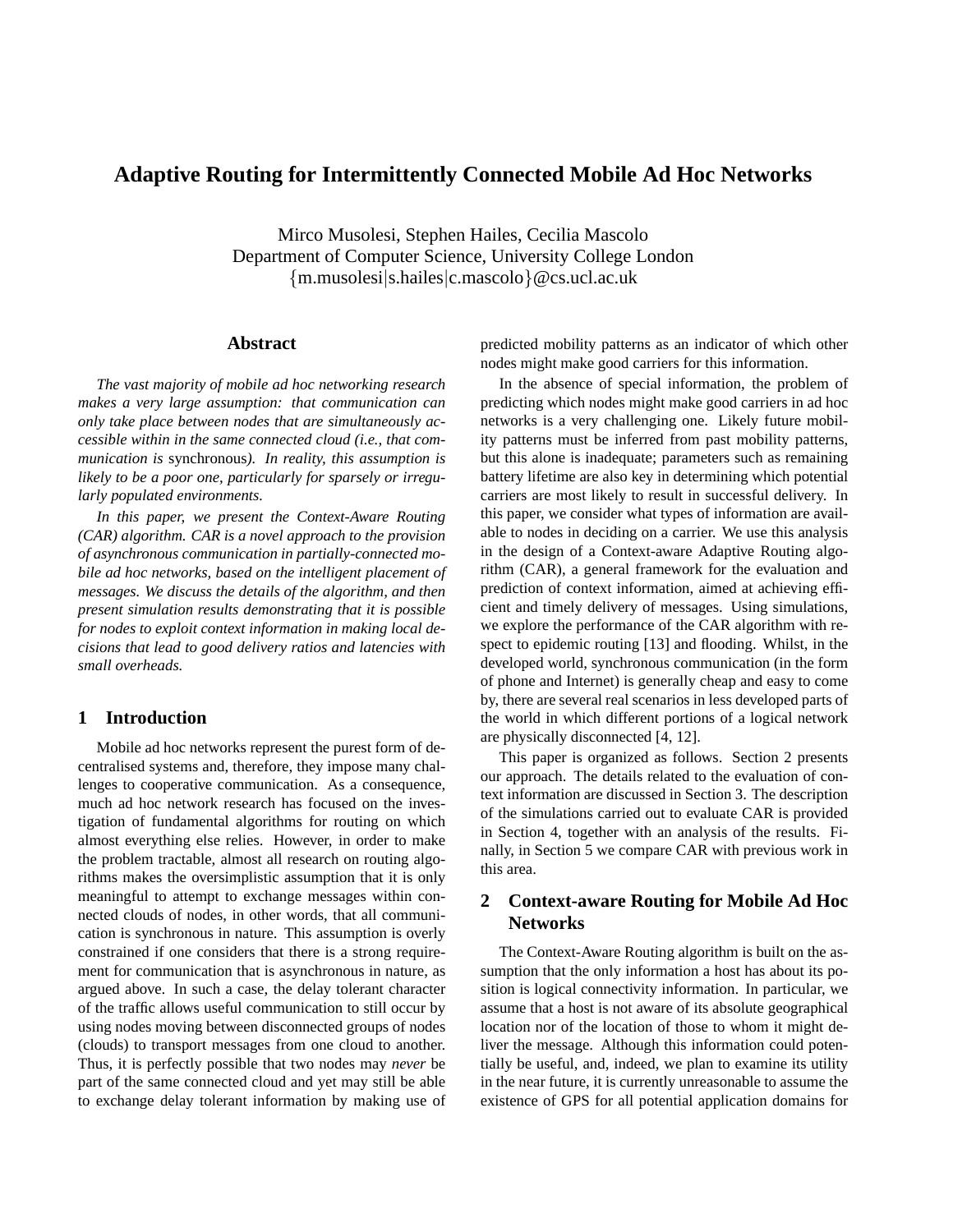# Adaptive Routing for Intermittently Connected Mobile Ad Hoc Networks

Mirco Musolesi, Stephen Hailes, Cecilia Mascolo
Department of Computer Science, University College London
{m.musolesi|s.hailes|c.mascolo}@cs.ucl.ac.uk

## Abstract

*The vast majority of mobile ad hoc networking research makes a very large assumption: that communication can only take place between nodes that are simultaneously accessible within in the same connected cloud (i.e., that communication is* synchronous*). In reality, this assumption is likely to be a poor one, particularly for sparsely or irregularly populated environments.*

*In this paper, we present the Context-Aware Routing (CAR) algorithm. CAR is a novel approach to the provision of asynchronous communication in partially-connected mobile ad hoc networks, based on the intelligent placement of messages. We discuss the details of the algorithm, and then present simulation results demonstrating that it is possible for nodes to exploit context information in making local decisions that lead to good delivery ratios and latencies with small overheads.*

## 1 Introduction

Mobile ad hoc networks represent the purest form of decentralised systems and, therefore, they impose many challenges to cooperative communication. As a consequence, much ad hoc network research has focused on the investigation of fundamental algorithms for routing on which almost everything else relies. However, in order to make the problem tractable, almost all research on routing algorithms makes the oversimplistic assumption that it is only meaningful to attempt to exchange messages within connected clouds of nodes, in other words, that all communication is synchronous in nature. This assumption is overly constrained if one considers that there is a strong requirement for communication that is asynchronous in nature, as argued above. In such a case, the delay tolerant character of the traffic allows useful communication to still occur by using nodes moving between disconnected groups of nodes (clouds) to transport messages from one cloud to another. Thus, it is perfectly possible that two nodes may *never* be part of the same connected cloud and yet may still be able to exchange delay tolerant information by making use of predicted mobility patterns as an indicator of which other nodes might make good carriers for this information.

In the absence of special information, the problem of predicting which nodes might make good carriers in ad hoc networks is a very challenging one. Likely future mobility patterns must be inferred from past mobility patterns, but this alone is inadequate; parameters such as remaining battery lifetime are also key in determining which potential carriers are most likely to result in successful delivery. In this paper, we consider what types of information are available to nodes in deciding on a carrier. We use this analysis in the design of a Context-aware Adaptive Routing algorithm (CAR), a general framework for the evaluation and prediction of context information, aimed at achieving efficient and timely delivery of messages. Using simulations, we explore the performance of the CAR algorithm with respect to epidemic routing [13] and flooding. Whilst, in the developed world, synchronous communication (in the form of phone and Internet) is generally cheap and easy to come by, there are several real scenarios in less developed parts of the world in which different portions of a logical network are physically disconnected [4, 12].

This paper is organized as follows. Section 2 presents our approach. The details related to the evaluation of context information are discussed in Section 3. The description of the simulations carried out to evaluate CAR is provided in Section 4, together with an analysis of the results. Finally, in Section 5 we compare CAR with previous work in this area.

## 2 Context-aware Routing for Mobile Ad Hoc Networks

The Context-Aware Routing algorithm is built on the assumption that the only information a host has about its position is logical connectivity information. In particular, we assume that a host is not aware of its absolute geographical location nor of the location of those to whom it might deliver the message. Although this information could potentially be useful, and, indeed, we plan to examine its utility in the near future, it is currently unreasonable to assume the existence of GPS for all potential application domains for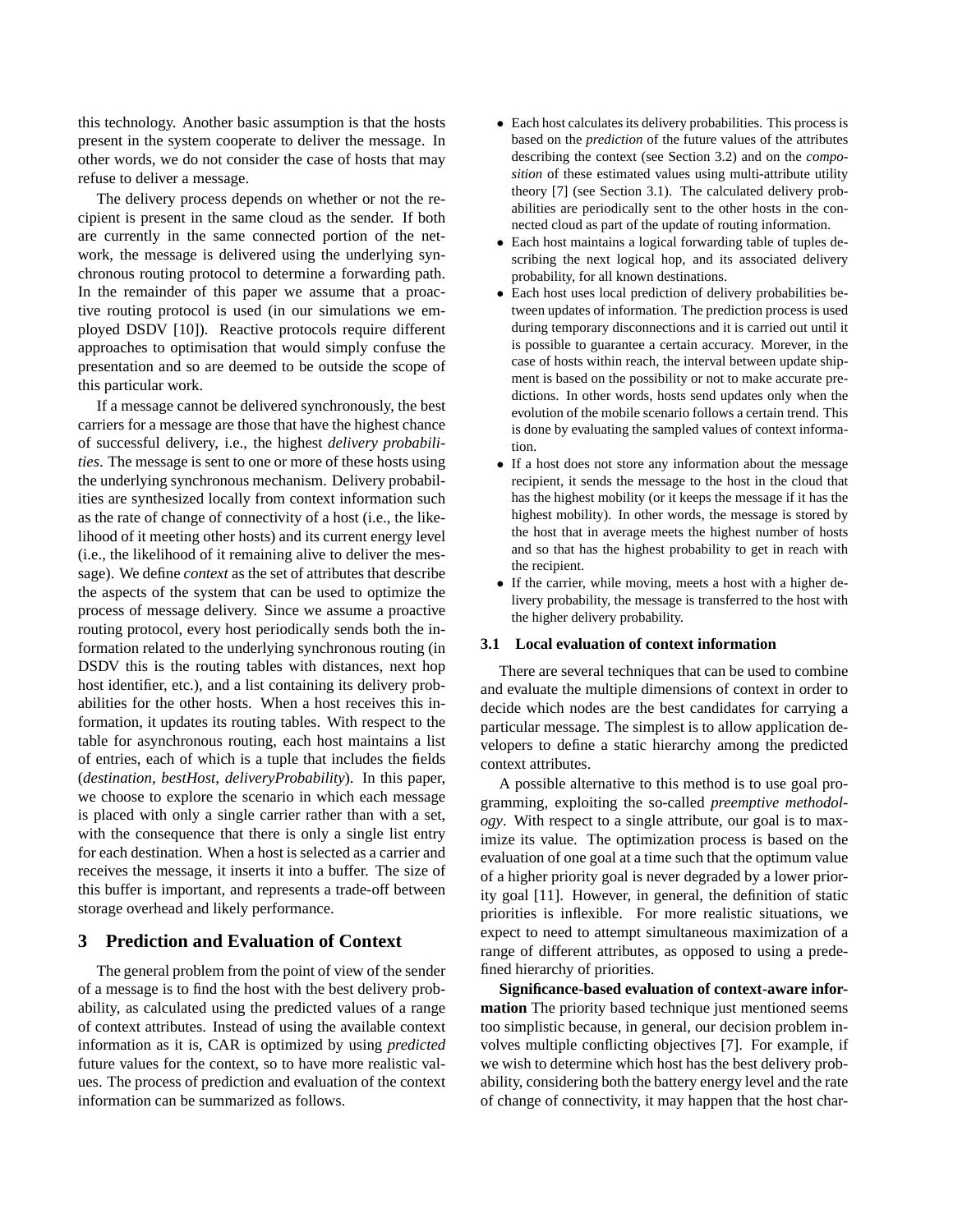this technology. Another basic assumption is that the hosts present in the system cooperate to deliver the message. In other words, we do not consider the case of hosts that may refuse to deliver a message.

The delivery process depends on whether or not the recipient is present in the same cloud as the sender. If both are currently in the same connected portion of the network, the message is delivered using the underlying synchronous routing protocol to determine a forwarding path. In the remainder of this paper we assume that a proactive routing protocol is used (in our simulations we employed DSDV [10]). Reactive protocols require different approaches to optimisation that would simply confuse the presentation and so are deemed to be outside the scope of this particular work.

If a message cannot be delivered synchronously, the best carriers for a message are those that have the highest chance of successful delivery, i.e., the highest *delivery probabilities*. The message is sent to one or more of these hosts using the underlying synchronous mechanism. Delivery probabilities are synthesized locally from context information such as the rate of change of connectivity of a host (i.e., the likelihood of it meeting other hosts) and its current energy level (i.e., the likelihood of it remaining alive to deliver the message). We define *context* as the set of attributes that describe the aspects of the system that can be used to optimize the process of message delivery. Since we assume a proactive routing protocol, every host periodically sends both the information related to the underlying synchronous routing (in DSDV this is the routing tables with distances, next hop host identifier, etc.), and a list containing its delivery probabilities for the other hosts. When a host receives this information, it updates its routing tables. With respect to the table for asynchronous routing, each host maintains a list of entries, each of which is a tuple that includes the fields (*destination*, *bestHost*, *deliveryProbability*). In this paper, we choose to explore the scenario in which each message is placed with only a single carrier rather than with a set, with the consequence that there is only a single list entry for each destination. When a host is selected as a carrier and receives the message, it inserts it into a buffer. The size of this buffer is important, and represents a trade-off between storage overhead and likely performance.

## 3 Prediction and Evaluation of Context

The general problem from the point of view of the sender of a message is to find the host with the best delivery probability, as calculated using the predicted values of a range of context attributes. Instead of using the available context information as it is, CAR is optimized by using *predicted* future values for the context, so to have more realistic values. The process of prediction and evaluation of the context information can be summarized as follows.

- Each host calculates its delivery probabilities. This process is based on the *prediction* of the future values of the attributes describing the context (see Section 3.2) and on the *composition* of these estimated values using multi-attribute utility theory [7] (see Section 3.1). The calculated delivery probabilities are periodically sent to the other hosts in the connected cloud as part of the update of routing information.
- Each host maintains a logical forwarding table of tuples describing the next logical hop, and its associated delivery probability, for all known destinations.
- Each host uses local prediction of delivery probabilities between updates of information. The prediction process is used during temporary disconnections and it is carried out until it is possible to guarantee a certain accuracy. Morever, in the case of hosts within reach, the interval between update shipment is based on the possibility or not to make accurate predictions. In other words, hosts send updates only when the evolution of the mobile scenario follows a certain trend. This is done by evaluating the sampled values of context information.
- If a host does not store any information about the message recipient, it sends the message to the host in the cloud that has the highest mobility (or it keeps the message if it has the highest mobility). In other words, the message is stored by the host that in average meets the highest number of hosts and so that has the highest probability to get in reach with the recipient.
- If the carrier, while moving, meets a host with a higher delivery probability, the message is transferred to the host with the higher delivery probability.

### 3.1 Local evaluation of context information

There are several techniques that can be used to combine and evaluate the multiple dimensions of context in order to decide which nodes are the best candidates for carrying a particular message. The simplest is to allow application developers to define a static hierarchy among the predicted context attributes.

A possible alternative to this method is to use goal programming, exploiting the so-called *preemptive methodology*. With respect to a single attribute, our goal is to maximize its value. The optimization process is based on the evaluation of one goal at a time such that the optimum value of a higher priority goal is never degraded by a lower priority goal [11]. However, in general, the definition of static priorities is inflexible. For more realistic situations, we expect to need to attempt simultaneous maximization of a range of different attributes, as opposed to using a predefined hierarchy of priorities.

**Significance-based evaluation of context-aware information** The priority based technique just mentioned seems too simplistic because, in general, our decision problem involves multiple conflicting objectives [7]. For example, if we wish to determine which host has the best delivery probability, considering both the battery energy level and the rate of change of connectivity, it may happen that the host char-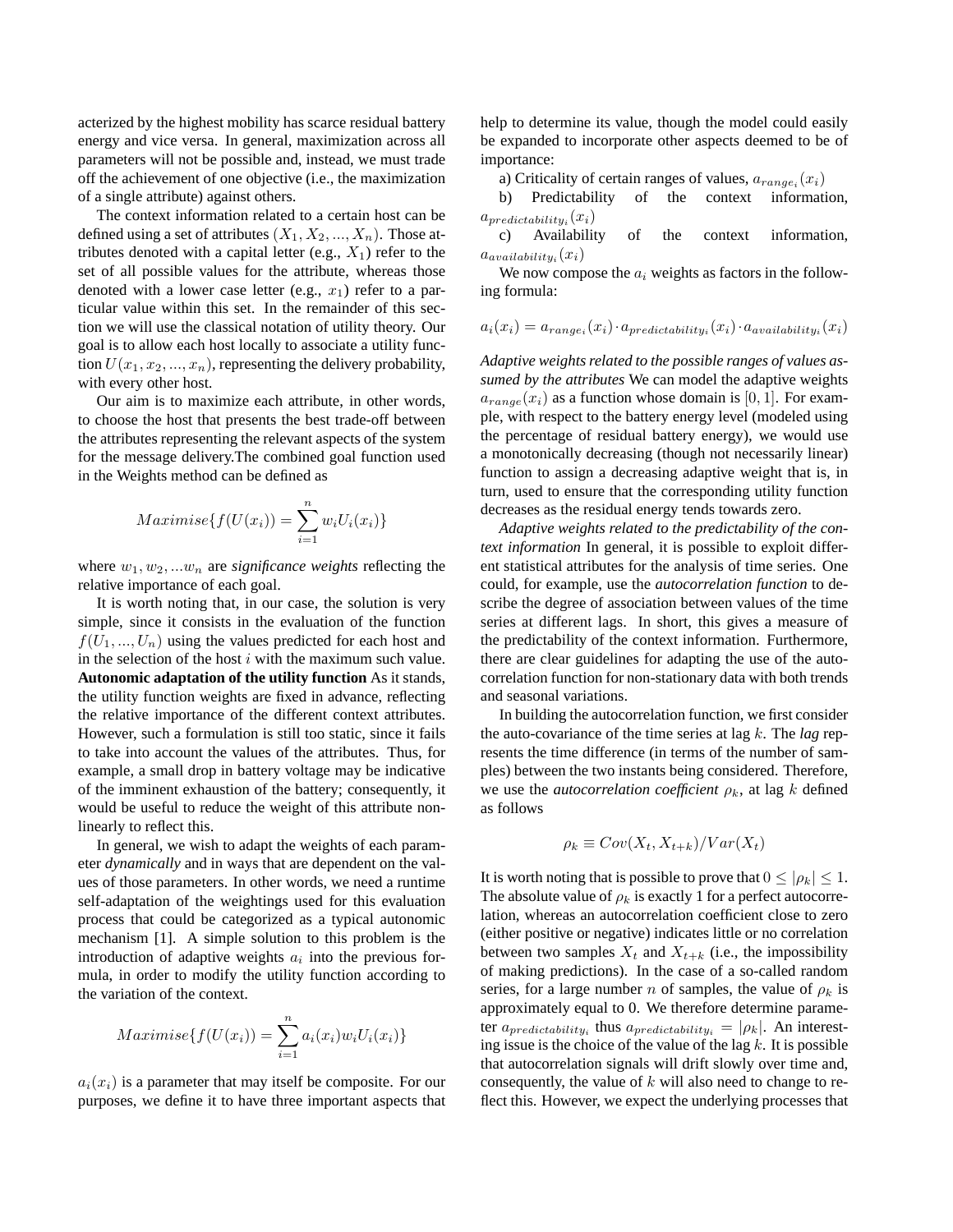acterized by the highest mobility has scarce residual battery energy and vice versa. In general, maximization across all parameters will not be possible and, instead, we must trade off the achievement of one objective (i.e., the maximization of a single attribute) against others.

The context information related to a certain host can be defined using a set of attributes $(X_1, X_2, ..., X_n)$. Those attributes denoted with a capital letter (e.g., $X_1$) refer to the set of all possible values for the attribute, whereas those denoted with a lower case letter (e.g., $x_1$) refer to a particular value within this set. In the remainder of this section we will use the classical notation of utility theory. Our goal is to allow each host locally to associate a utility function $U(x_1, x_2, ..., x_n)$, representing the delivery probability, with every other host.

Our aim is to maximize each attribute, in other words, to choose the host that presents the best trade-off between the attributes representing the relevant aspects of the system for the message delivery.The combined goal function used in the Weights method can be defined as

$$Maximise\{f(U(x_i)) = \sum_{i=1}^{n} w_i U_i(x_i)\}$$

where $w_1, w_2, ...w_n$ are *significance weights* reflecting the relative importance of each goal.

It is worth noting that, in our case, the solution is very simple, since it consists in the evaluation of the function $f(U_1, ..., U_n)$ using the values predicted for each host and in the selection of the host $i$ with the maximum such value.

**Autonomic adaptation of the utility function** As it stands, the utility function weights are fixed in advance, reflecting the relative importance of the different context attributes. However, such a formulation is still too static, since it fails to take into account the values of the attributes. Thus, for example, a small drop in battery voltage may be indicative of the imminent exhaustion of the battery; consequently, it would be useful to reduce the weight of this attribute non-linearly to reflect this.

In general, we wish to adapt the weights of each parameter *dynamically* and in ways that are dependent on the values of those parameters. In other words, we need a runtime self-adaptation of the weightings used for this evaluation process that could be categorized as a typical autonomic mechanism [1]. A simple solution to this problem is the introduction of adaptive weights $a_i$ into the previous formula, in order to modify the utility function according to the variation of the context.

$$Maximise\{f(U(x_i)) = \sum_{i=1}^{n} a_i(x_i) w_i U_i(x_i)\}$$

$a_i(x_i)$ is a parameter that may itself be composite. For our purposes, we define it to have three important aspects that help to determine its value, though the model could easily be expanded to incorporate other aspects deemed to be of importance:

a) Criticality of certain ranges of values, $a_{range_i}(x_i)$

b) Predictability of the context information, $a_{predictability_i}(x_i)$

c) Availability of the context information, $a_{availability_i}(x_i)$

We now compose the $a_i$ weights as factors in the following formula:

$$a_i(x_i) = a_{range_i}(x_i) \cdot a_{predictability_i}(x_i) \cdot a_{availability_i}(x_i)$$

*Adaptive weights related to the possible ranges of values assumed by the attributes* We can model the adaptive weights $a_{range}(x_i)$ as a function whose domain is $[0, 1]$. For example, with respect to the battery energy level (modeled using the percentage of residual battery energy), we would use a monotonically decreasing (though not necessarily linear) function to assign a decreasing adaptive weight that is, in turn, used to ensure that the corresponding utility function decreases as the residual energy tends towards zero.

*Adaptive weights related to the predictability of the context information* In general, it is possible to exploit different statistical attributes for the analysis of time series. One could, for example, use the *autocorrelation function* to describe the degree of association between values of the time series at different lags. In short, this gives a measure of the predictability of the context information. Furthermore, there are clear guidelines for adapting the use of the autocorrelation function for non-stationary data with both trends and seasonal variations.

In building the autocorrelation function, we first consider the auto-covariance of the time series at lag $k$. The *lag* represents the time difference (in terms of the number of samples) between the two instants being considered. Therefore, we use the *autocorrelation coefficient* $\rho_k$, at lag $k$ defined as follows

$$\rho_k \equiv Cov(X_t, X_{t+k})/Var(X_t)$$

It is worth noting that is possible to prove that $0 \leq |\rho_k| \leq 1$. The absolute value of $\rho_k$ is exactly 1 for a perfect autocorrelation, whereas an autocorrelation coefficient close to zero (either positive or negative) indicates little or no correlation between two samples $X_t$ and $X_{t+k}$ (i.e., the impossibility of making predictions). In the case of a so-called random series, for a large number $n$ of samples, the value of $\rho_k$ is approximately equal to 0. We therefore determine parameter $a_{predictability_i}$ thus $a_{predictability_i} = |\rho_k|$. An interesting issue is the choice of the value of the lag $k$. It is possible that autocorrelation signals will drift slowly over time and, consequently, the value of $k$ will also need to change to reflect this. However, we expect the underlying processes that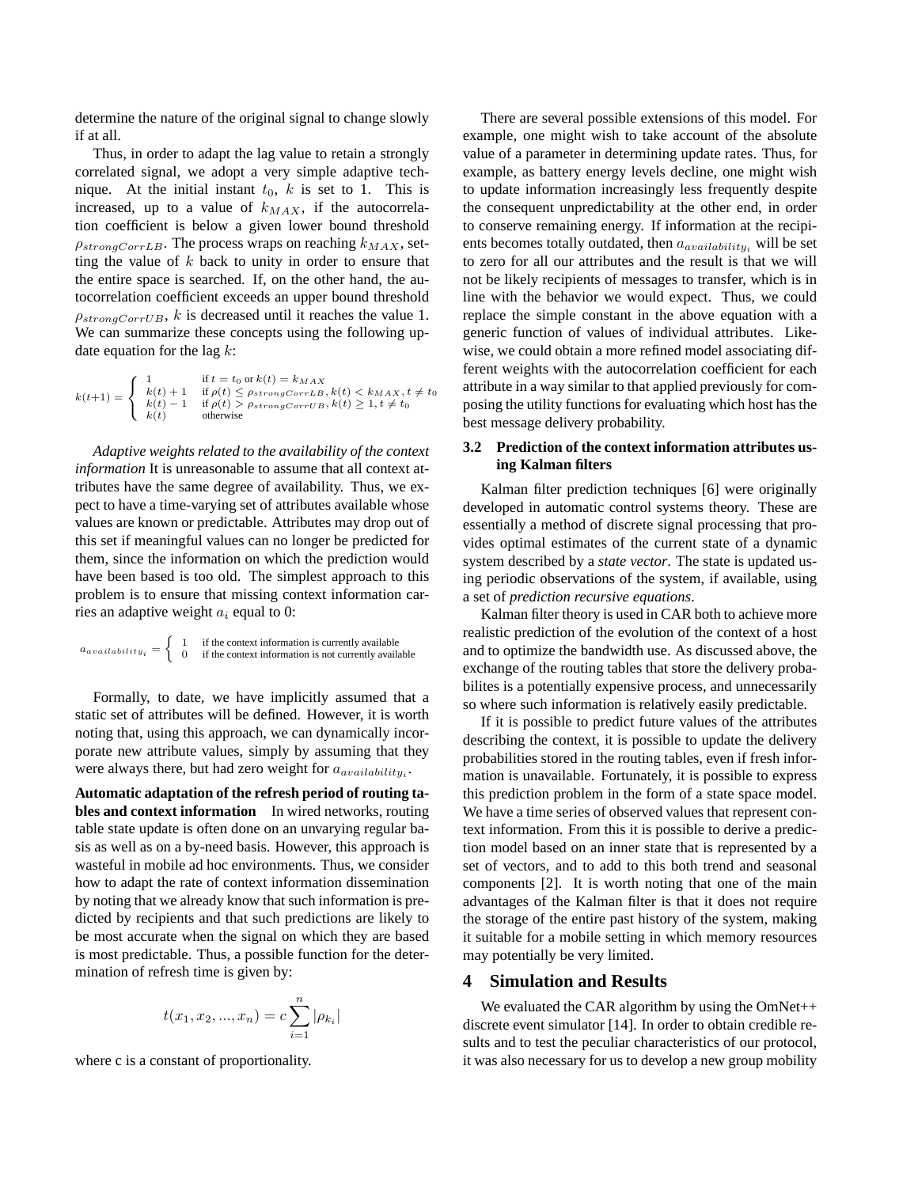determine the nature of the original signal to change slowly if at all.

Thus, in order to adapt the lag value to retain a strongly correlated signal, we adopt a very simple adaptive technique. At the initial instant $t_0$, $k$ is set to 1. This is increased, up to a value of $k_{MAX}$, if the autocorrelation coefficient is below a given lower bound threshold $\rho_{strongCorrLB}$. The process wraps on reaching $k_{MAX}$, setting the value of $k$ back to unity in order to ensure that the entire space is searched. If, on the other hand, the autocorrelation coefficient exceeds an upper bound threshold $\rho_{strongCorrUB}$, $k$ is decreased until it reaches the value 1. We can summarize these concepts using the following update equation for the lag $k$:

$$k(t+1) = \begin{cases} 1 & \text{if } t = t_0 \text{ or } k(t) = k_{MAX} \\ k(t) + 1 & \text{if } \rho(t) \leq \rho_{strongCorrLB}, k(t) < k_{MAX}, t \neq t_0 \\ k(t) - 1 & \text{if } \rho(t) > \rho_{strongCorrUB}, k(t) \geq 1, t \neq t_0 \\ k(t) & \text{otherwise} \end{cases}$$

*Adaptive weights related to the availability of the context information* It is unreasonable to assume that all context attributes have the same degree of availability. Thus, we expect to have a time-varying set of attributes available whose values are known or predictable. Attributes may drop out of this set if meaningful values can no longer be predicted for them, since the information on which the prediction would have been based is too old. The simplest approach to this problem is to ensure that missing context information carries an adaptive weight $a_i$ equal to 0:

$$a_{availability_i} = \begin{cases} 1 & \text{if the context information is currently available} \\ 0 & \text{if the context information is not currently available} \end{cases}$$

Formally, to date, we have implicitly assumed that a static set of attributes will be defined. However, it is worth noting that, using this approach, we can dynamically incorporate new attribute values, simply by assuming that they were always there, but had zero weight for $a_{availability_i}$.

**Automatic adaptation of the refresh period of routing tables and context information** In wired networks, routing table state update is often done on an unvarying regular basis as well as on a by-need basis. However, this approach is wasteful in mobile ad hoc environments. Thus, we consider how to adapt the rate of context information dissemination by noting that we already know that such information is predicted by recipients and that such predictions are likely to be most accurate when the signal on which they are based is most predictable. Thus, a possible function for the determination of refresh time is given by:

$$t(x_1, x_2, ..., x_n) = c \sum_{i=1}^{n} |\rho_{k_i}|$$

where c is a constant of proportionality.

There are several possible extensions of this model. For example, one might wish to take account of the absolute value of a parameter in determining update rates. Thus, for example, as battery energy levels decline, one might wish to update information increasingly less frequently despite the consequent unpredictability at the other end, in order to conserve remaining energy. If information at the recipients becomes totally outdated, then $a_{availability_i}$ will be set to zero for all our attributes and the result is that we will not be likely recipients of messages to transfer, which is in line with the behavior we would expect. Thus, we could replace the simple constant in the above equation with a generic function of values of individual attributes. Likewise, we could obtain a more refined model associating different weights with the autocorrelation coefficient for each attribute in a way similar to that applied previously for composing the utility functions for evaluating which host has the best message delivery probability.

### 3.2 Prediction of the context information attributes using Kalman filters

Kalman filter prediction techniques [6] were originally developed in automatic control systems theory. These are essentially a method of discrete signal processing that provides optimal estimates of the current state of a dynamic system described by a *state vector*. The state is updated using periodic observations of the system, if available, using a set of *prediction recursive equations*.

Kalman filter theory is used in CAR both to achieve more realistic prediction of the evolution of the context of a host and to optimize the bandwidth use. As discussed above, the exchange of the routing tables that store the delivery probabilites is a potentially expensive process, and unnecessarily so where such information is relatively easily predictable.

If it is possible to predict future values of the attributes describing the context, it is possible to update the delivery probabilities stored in the routing tables, even if fresh information is unavailable. Fortunately, it is possible to express this prediction problem in the form of a state space model. We have a time series of observed values that represent context information. From this it is possible to derive a prediction model based on an inner state that is represented by a set of vectors, and to add to this both trend and seasonal components [2]. It is worth noting that one of the main advantages of the Kalman filter is that it does not require the storage of the entire past history of the system, making it suitable for a mobile setting in which memory resources may potentially be very limited.

## 4 Simulation and Results

We evaluated the CAR algorithm by using the OmNet++ discrete event simulator [14]. In order to obtain credible results and to test the peculiar characteristics of our protocol, it was also necessary for us to develop a new group mobility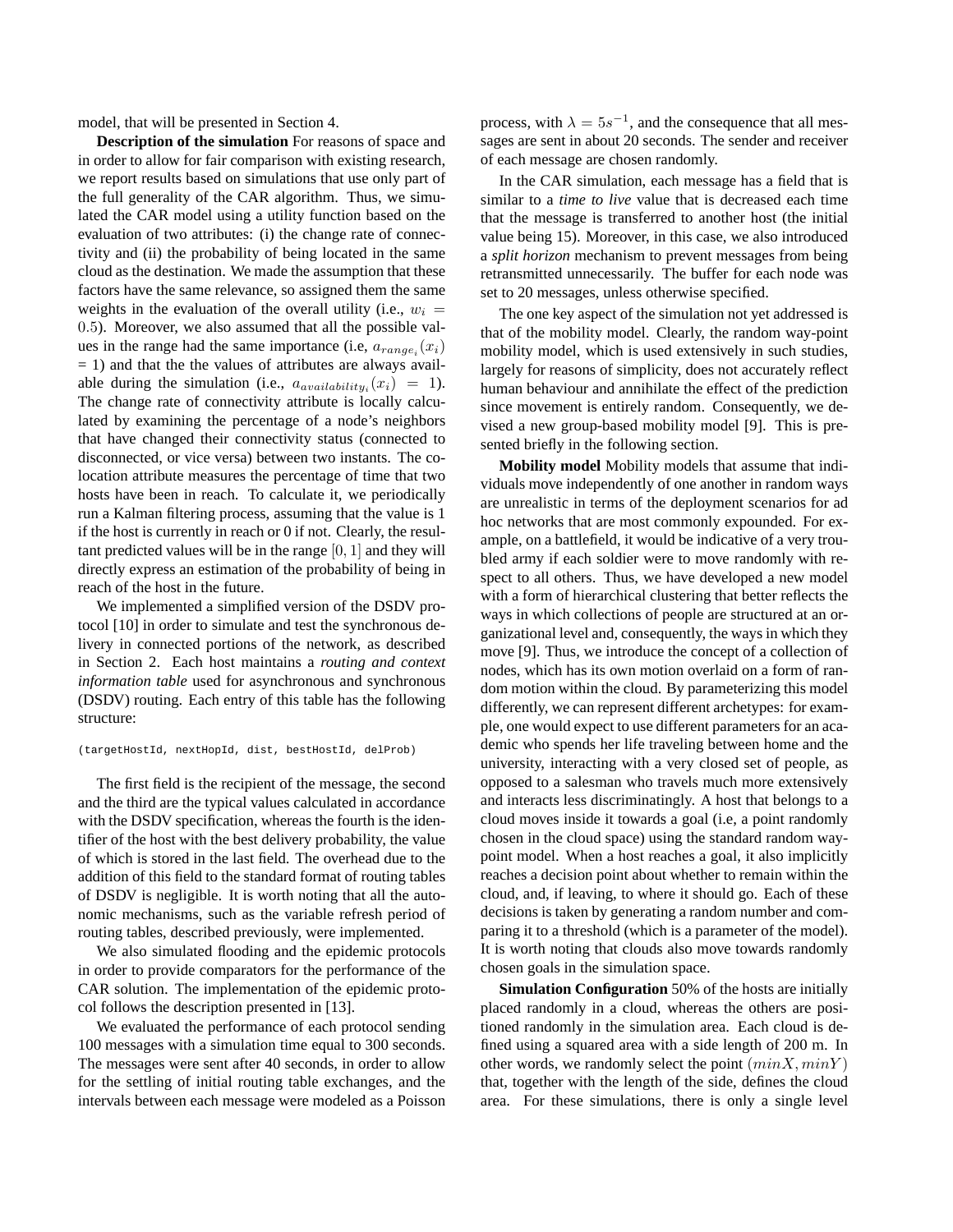model, that will be presented in Section 4.

**Description of the simulation** For reasons of space and in order to allow for fair comparison with existing research, we report results based on simulations that use only part of the full generality of the CAR algorithm. Thus, we simulated the CAR model using a utility function based on the evaluation of two attributes: (i) the change rate of connectivity and (ii) the probability of being located in the same cloud as the destination. We made the assumption that these factors have the same relevance, so assigned them the same weights in the evaluation of the overall utility (i.e., $w_i = 0.5$). Moreover, we also assumed that all the possible values in the range had the same importance (i.e, $a_{range_i}(x_i) = 1$) and that the the values of attributes are always available during the simulation (i.e., $a_{availability_i}(x_i) = 1$). The change rate of connectivity attribute is locally calculated by examining the percentage of a node's neighbors that have changed their connectivity status (connected to disconnected, or vice versa) between two instants. The colocation attribute measures the percentage of time that two hosts have been in reach. To calculate it, we periodically run a Kalman filtering process, assuming that the value is 1 if the host is currently in reach or 0 if not. Clearly, the resultant predicted values will be in the range $[0, 1]$ and they will directly express an estimation of the probability of being in reach of the host in the future.

We implemented a simplified version of the DSDV protocol [10] in order to simulate and test the synchronous delivery in connected portions of the network, as described in Section 2. Each host maintains a *routing and context information table* used for asynchronous and synchronous (DSDV) routing. Each entry of this table has the following structure:

```
(targetHostId, nextHopId, dist, bestHostId, delProb)
```

The first field is the recipient of the message, the second and the third are the typical values calculated in accordance with the DSDV specification, whereas the fourth is the identifier of the host with the best delivery probability, the value of which is stored in the last field. The overhead due to the addition of this field to the standard format of routing tables of DSDV is negligible. It is worth noting that all the autonomic mechanisms, such as the variable refresh period of routing tables, described previously, were implemented.

We also simulated flooding and the epidemic protocols in order to provide comparators for the performance of the CAR solution. The implementation of the epidemic protocol follows the description presented in [13].

We evaluated the performance of each protocol sending 100 messages with a simulation time equal to 300 seconds. The messages were sent after 40 seconds, in order to allow for the settling of initial routing table exchanges, and the intervals between each message were modeled as a Poisson process, with $\lambda = 5s^{-1}$, and the consequence that all messages are sent in about 20 seconds. The sender and receiver of each message are chosen randomly.

In the CAR simulation, each message has a field that is similar to a *time to live* value that is decreased each time that the message is transferred to another host (the initial value being 15). Moreover, in this case, we also introduced a *split horizon* mechanism to prevent messages from being retransmitted unnecessarily. The buffer for each node was set to 20 messages, unless otherwise specified.

The one key aspect of the simulation not yet addressed is that of the mobility model. Clearly, the random way-point mobility model, which is used extensively in such studies, largely for reasons of simplicity, does not accurately reflect human behaviour and annihilate the effect of the prediction since movement is entirely random. Consequently, we devised a new group-based mobility model [9]. This is presented briefly in the following section.

**Mobility model** Mobility models that assume that individuals move independently of one another in random ways are unrealistic in terms of the deployment scenarios for ad hoc networks that are most commonly expounded. For example, on a battlefield, it would be indicative of a very troubled army if each soldier were to move randomly with respect to all others. Thus, we have developed a new model with a form of hierarchical clustering that better reflects the ways in which collections of people are structured at an organizational level and, consequently, the ways in which they move [9]. Thus, we introduce the concept of a collection of nodes, which has its own motion overlaid on a form of random motion within the cloud. By parameterizing this model differently, we can represent different archetypes: for example, one would expect to use different parameters for an academic who spends her life traveling between home and the university, interacting with a very closed set of people, as opposed to a salesman who travels much more extensively and interacts less discriminatingly. A host that belongs to a cloud moves inside it towards a goal (i.e, a point randomly chosen in the cloud space) using the standard random waypoint model. When a host reaches a goal, it also implicitly reaches a decision point about whether to remain within the cloud, and, if leaving, to where it should go. Each of these decisions is taken by generating a random number and comparing it to a threshold (which is a parameter of the model). It is worth noting that clouds also move towards randomly chosen goals in the simulation space.

**Simulation Configuration** 50% of the hosts are initially placed randomly in a cloud, whereas the others are positioned randomly in the simulation area. Each cloud is defined using a squared area with a side length of 200 m. In other words, we randomly select the point $(minX, minY)$ that, together with the length of the side, defines the cloud area. For these simulations, there is only a single level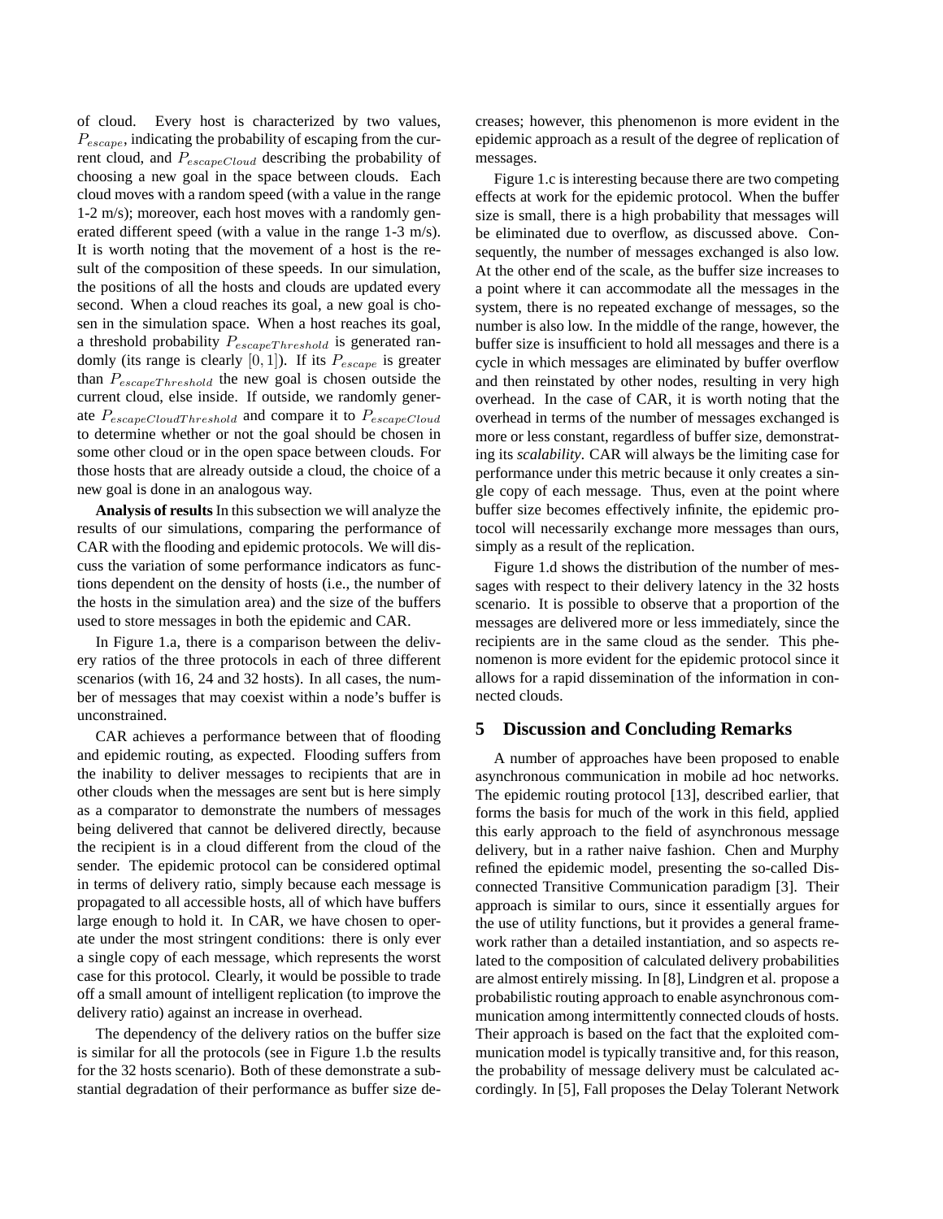of cloud. Every host is characterized by two values, $P_{escape}$, indicating the probability of escaping from the current cloud, and $P_{escapeCloud}$ describing the probability of choosing a new goal in the space between clouds. Each cloud moves with a random speed (with a value in the range 1-2 m/s); moreover, each host moves with a randomly generated different speed (with a value in the range 1-3 m/s). It is worth noting that the movement of a host is the result of the composition of these speeds. In our simulation, the positions of all the hosts and clouds are updated every second. When a cloud reaches its goal, a new goal is chosen in the simulation space. When a host reaches its goal, a threshold probability $P_{escapeThreshold}$ is generated randomly (its range is clearly $[0, 1]$). If its $P_{escape}$ is greater than $P_{escapeThreshold}$ the new goal is chosen outside the current cloud, else inside. If outside, we randomly generate $P_{escapeCloudThreshold}$ and compare it to $P_{escapeCloud}$ to determine whether or not the goal should be chosen in some other cloud or in the open space between clouds. For those hosts that are already outside a cloud, the choice of a new goal is done in an analogous way.

**Analysis of results** In this subsection we will analyze the results of our simulations, comparing the performance of CAR with the flooding and epidemic protocols. We will discuss the variation of some performance indicators as functions dependent on the density of hosts (i.e., the number of the hosts in the simulation area) and the size of the buffers used to store messages in both the epidemic and CAR.

In Figure 1.a, there is a comparison between the delivery ratios of the three protocols in each of three different scenarios (with 16, 24 and 32 hosts). In all cases, the number of messages that may coexist within a node's buffer is unconstrained.

CAR achieves a performance between that of flooding and epidemic routing, as expected. Flooding suffers from the inability to deliver messages to recipients that are in other clouds when the messages are sent but is here simply as a comparator to demonstrate the numbers of messages being delivered that cannot be delivered directly, because the recipient is in a cloud different from the cloud of the sender. The epidemic protocol can be considered optimal in terms of delivery ratio, simply because each message is propagated to all accessible hosts, all of which have buffers large enough to hold it. In CAR, we have chosen to operate under the most stringent conditions: there is only ever a single copy of each message, which represents the worst case for this protocol. Clearly, it would be possible to trade off a small amount of intelligent replication (to improve the delivery ratio) against an increase in overhead.

The dependency of the delivery ratios on the buffer size is similar for all the protocols (see in Figure 1.b the results for the 32 hosts scenario). Both of these demonstrate a substantial degradation of their performance as buffer size decreases; however, this phenomenon is more evident in the epidemic approach as a result of the degree of replication of messages.

Figure 1.c is interesting because there are two competing effects at work for the epidemic protocol. When the buffer size is small, there is a high probability that messages will be eliminated due to overflow, as discussed above. Consequently, the number of messages exchanged is also low. At the other end of the scale, as the buffer size increases to a point where it can accommodate all the messages in the system, there is no repeated exchange of messages, so the number is also low. In the middle of the range, however, the buffer size is insufficient to hold all messages and there is a cycle in which messages are eliminated by buffer overflow and then reinstated by other nodes, resulting in very high overhead. In the case of CAR, it is worth noting that the overhead in terms of the number of messages exchanged is more or less constant, regardless of buffer size, demonstrating its *scalability*. CAR will always be the limiting case for performance under this metric because it only creates a single copy of each message. Thus, even at the point where buffer size becomes effectively infinite, the epidemic protocol will necessarily exchange more messages than ours, simply as a result of the replication.

Figure 1.d shows the distribution of the number of messages with respect to their delivery latency in the 32 hosts scenario. It is possible to observe that a proportion of the messages are delivered more or less immediately, since the recipients are in the same cloud as the sender. This phenomenon is more evident for the epidemic protocol since it allows for a rapid dissemination of the information in connected clouds.

## 5 Discussion and Concluding Remarks

A number of approaches have been proposed to enable asynchronous communication in mobile ad hoc networks. The epidemic routing protocol [13], described earlier, that forms the basis for much of the work in this field, applied this early approach to the field of asynchronous message delivery, but in a rather naive fashion. Chen and Murphy refined the epidemic model, presenting the so-called Disconnected Transitive Communication paradigm [3]. Their approach is similar to ours, since it essentially argues for the use of utility functions, but it provides a general framework rather than a detailed instantiation, and so aspects related to the composition of calculated delivery probabilities are almost entirely missing. In [8], Lindgren et al. propose a probabilistic routing approach to enable asynchronous communication among intermittently connected clouds of hosts. Their approach is based on the fact that the exploited communication model is typically transitive and, for this reason, the probability of message delivery must be calculated accordingly. In [5], Fall proposes the Delay Tolerant Network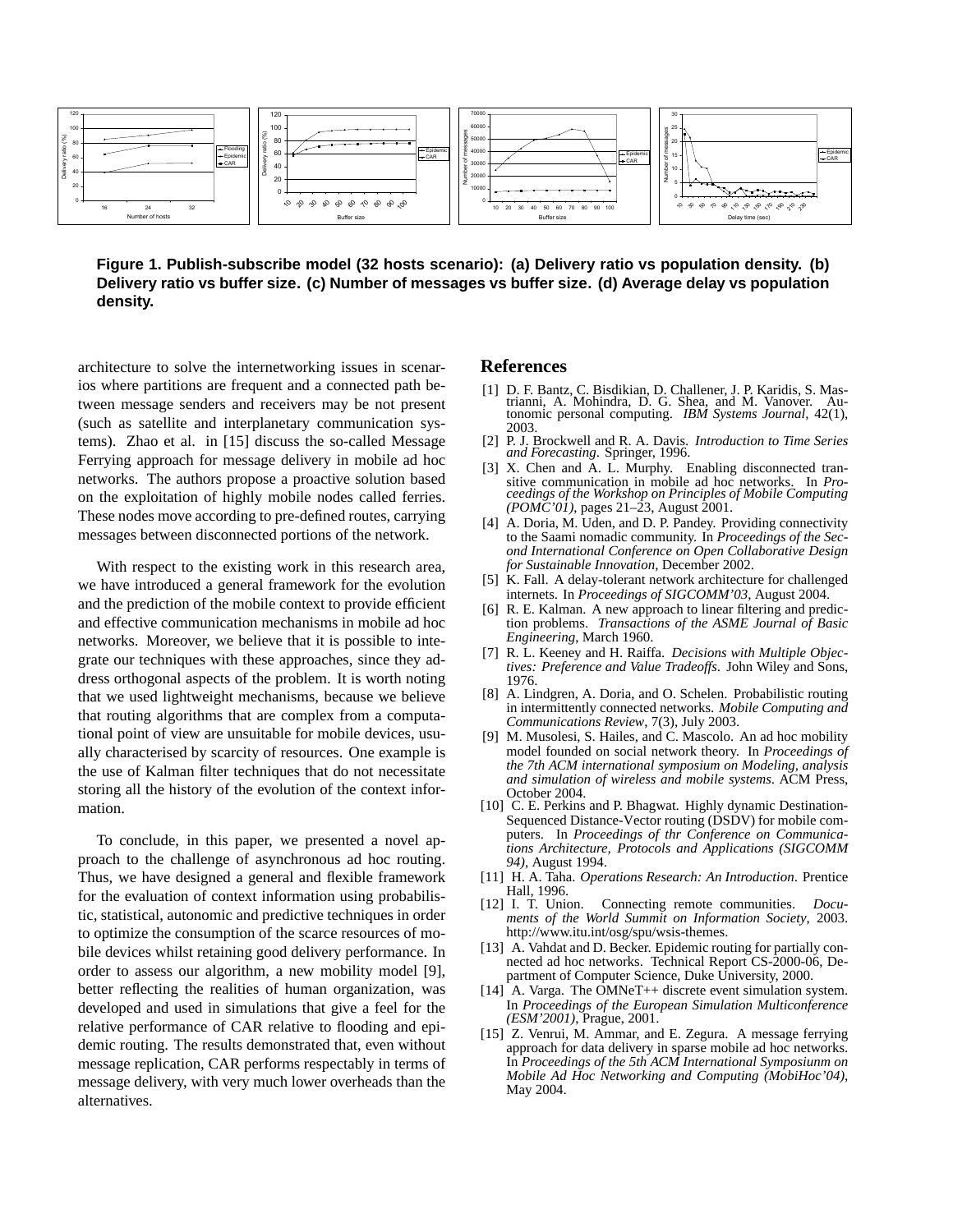120
100
80
60
40
20
0
Delivery ratio (%)
16 24 32
Number of hosts
Flooding
Epidemic
CAR

120
100
80
60
40
20
0
Delivery ratio (%)
10 20 30 40 50 60 70 80 90 100
Buffer size
Epidemic
CAR

70000
60000
50000
40000
30000
20000
10000
0
Number of messages
10 20 30 40 50 60 70 80 90 100
Buffer size
Epidemic
CAR

30
25
20
15
10
5
0
Number of messages
Delay time (sec)
Epidemic
CAR

**Figure 1. Publish-subscribe model (32 hosts scenario): (a) Delivery ratio vs population density. (b) Delivery ratio vs buffer size. (c) Number of messages vs buffer size. (d) Average delay vs population density.**

architecture to solve the internetworking issues in scenarios where partitions are frequent and a connected path between message senders and receivers may be not present (such as satellite and interplanetary communication systems). Zhao et al. in [15] discuss the so-called Message Ferrying approach for message delivery in mobile ad hoc networks. The authors propose a proactive solution based on the exploitation of highly mobile nodes called ferries. These nodes move according to pre-defined routes, carrying messages between disconnected portions of the network.

With respect to the existing work in this research area, we have introduced a general framework for the evolution and the prediction of the mobile context to provide efficient and effective communication mechanisms in mobile ad hoc networks. Moreover, we believe that it is possible to integrate our techniques with these approaches, since they address orthogonal aspects of the problem. It is worth noting that we used lightweight mechanisms, because we believe that routing algorithms that are complex from a computational point of view are unsuitable for mobile devices, usually characterised by scarcity of resources. One example is the use of Kalman filter techniques that do not necessitate storing all the history of the evolution of the context information.

To conclude, in this paper, we presented a novel approach to the challenge of asynchronous ad hoc routing. Thus, we have designed a general and flexible framework for the evaluation of context information using probabilistic, statistical, autonomic and predictive techniques in order to optimize the consumption of the scarce resources of mobile devices whilst retaining good delivery performance. In order to assess our algorithm, a new mobility model [9], better reflecting the realities of human organization, was developed and used in simulations that give a feel for the relative performance of CAR relative to flooding and epidemic routing. The results demonstrated that, even without message replication, CAR performs respectably in terms of message delivery, with very much lower overheads than the alternatives.

## References

[1] D. F. Bantz, C. Bisdikian, D. Challener, J. P. Karidis, S. Mastrianni, A. Mohindra, D. G. Shea, and M. Vanover. Autonomic personal computing. *IBM Systems Journal*, 42(1), 2003.

[2] P. J. Brockwell and R. A. Davis. *Introduction to Time Series and Forecasting*. Springer, 1996.

[3] X. Chen and A. L. Murphy. Enabling disconnected transitive communication in mobile ad hoc networks. In *Proceedings of the Workshop on Principles of Mobile Computing (POMC'01)*, pages 21–23, August 2001.

[4] A. Doria, M. Uden, and D. P. Pandey. Providing connectivity to the Saami nomadic community. In *Proceedings of the Second International Conference on Open Collaborative Design for Sustainable Innovation*, December 2002.

[5] K. Fall. A delay-tolerant network architecture for challenged internets. In *Proceedings of SIGCOMM'03*, August 2004.

[6] R. E. Kalman. A new approach to linear filtering and prediction problems. *Transactions of the ASME Journal of Basic Engineering*, March 1960.

[7] R. L. Keeney and H. Raiffa. *Decisions with Multiple Objectives: Preference and Value Tradeoffs*. John Wiley and Sons, 1976.

[8] A. Lindgren, A. Doria, and O. Schelen. Probabilistic routing in intermittently connected networks. *Mobile Computing and Communications Review*, 7(3), July 2003.

[9] M. Musolesi, S. Hailes, and C. Mascolo. An ad hoc mobility model founded on social network theory. In *Proceedings of the 7th ACM international symposium on Modeling, analysis and simulation of wireless and mobile systems*. ACM Press, October 2004.

[10] C. E. Perkins and P. Bhagwat. Highly dynamic Destination-Sequenced Distance-Vector routing (DSDV) for mobile computers. In *Proceedings of thr Conference on Communications Architecture, Protocols and Applications (SIGCOMM 94)*, August 1994.

[11] H. A. Taha. *Operations Research: An Introduction*. Prentice Hall, 1996.

[12] I. T. Union. Connecting remote communities. *Documents of the World Summit on Information Society*, 2003. http://www.itu.int/osg/spu/wsis-themes.

[13] A. Vahdat and D. Becker. Epidemic routing for partially connected ad hoc networks. Technical Report CS-2000-06, Department of Computer Science, Duke University, 2000.

[14] A. Varga. The OMNeT++ discrete event simulation system. In *Proceedings of the European Simulation Multiconference (ESM'2001)*, Prague, 2001.

[15] Z. Venrui, M. Ammar, and E. Zegura. A message ferrying approach for data delivery in sparse mobile ad hoc networks. In *Proceedings of the 5th ACM International Symposiunm on Mobile Ad Hoc Networking and Computing (MobiHoc'04)*, May 2004.